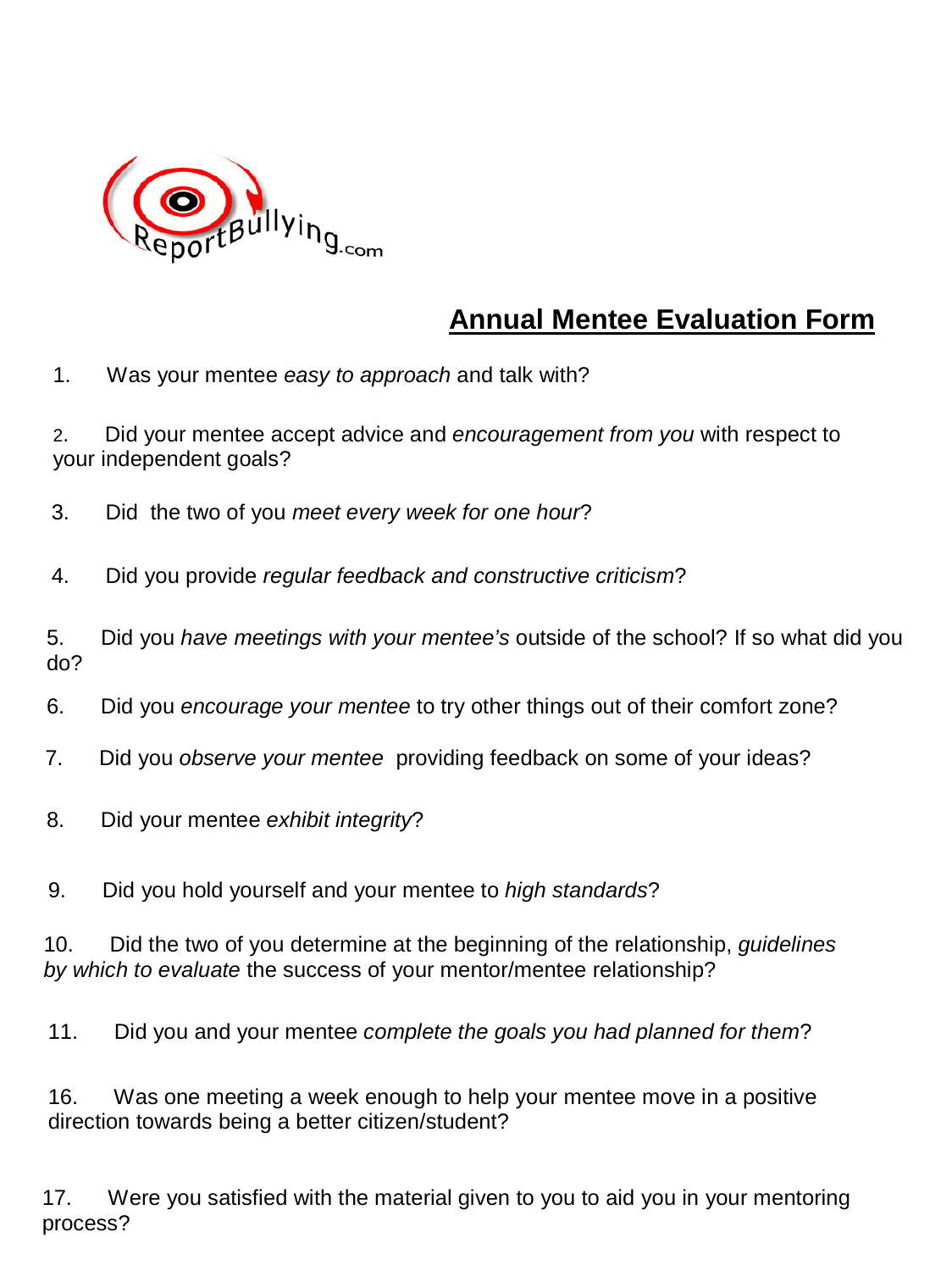ReportBullying.com

## Annual Mentee Evaluation Form

1. Was your mentee *easy to approach* and talk with?

2. Did your mentee accept advice and *encouragement from you* with respect to your independent goals?

3. Did the two of you *meet every week for one hour*?

4. Did you provide *regular feedback and constructive criticism*?

5. Did you *have meetings with your mentee's* outside of the school? If so what did you do?

6. Did you *encourage your mentee* to try other things out of their comfort zone?

7. Did you *observe your mentee* providing feedback on some of your ideas?

8. Did your mentee *exhibit integrity*?

9. Did you hold yourself and your mentee to *high standards*?

10. Did the two of you determine at the beginning of the relationship, *guidelines by which to evaluate* the success of your mentor/mentee relationship?

11. Did you and your mentee *complete the goals you had planned for them*?

16. Was one meeting a week enough to help your mentee move in a positive direction towards being a better citizen/student?

17. Were you satisfied with the material given to you to aid you in your mentoring process?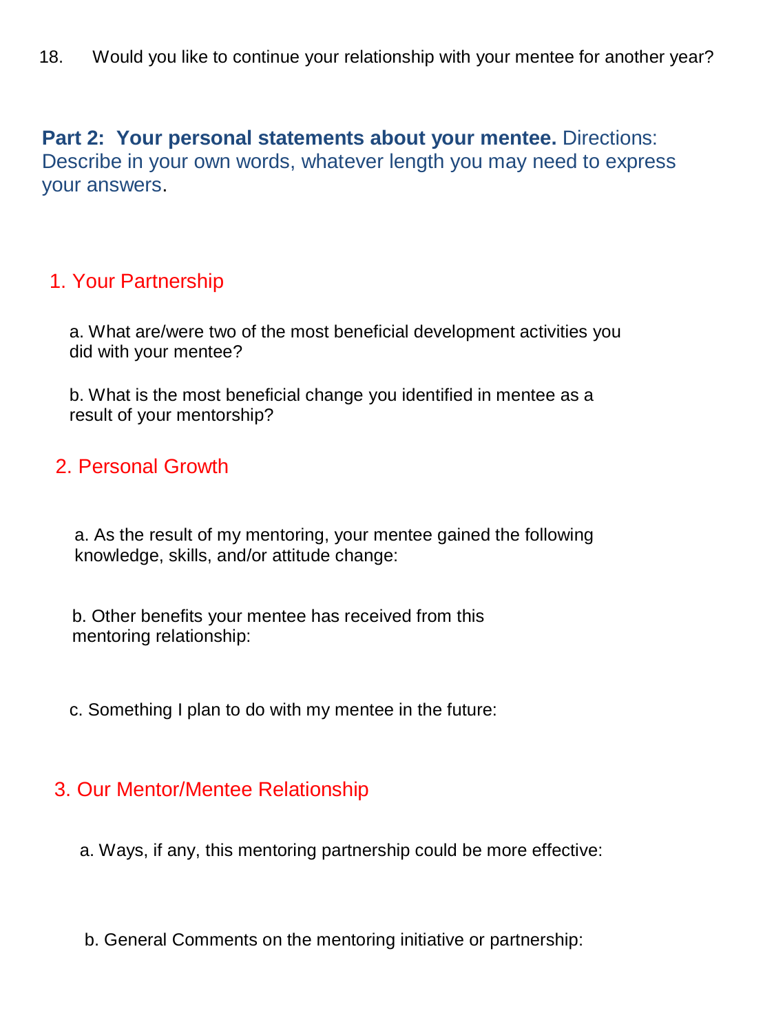18. Would you like to continue your relationship with your mentee for another year?

**Part 2: Your personal statements about your mentee.** Directions: Describe in your own words, whatever length you may need to express your answers.

## 1. Your Partnership

a. What are/were two of the most beneficial development activities you did with your mentee?

b. What is the most beneficial change you identified in mentee as a result of your mentorship?

## 2. Personal Growth

a. As the result of my mentoring, your mentee gained the following knowledge, skills, and/or attitude change:

b. Other benefits your mentee has received from this mentoring relationship:

c. Something I plan to do with my mentee in the future:

## 3. Our Mentor/Mentee Relationship

a. Ways, if any, this mentoring partnership could be more effective:

b. General Comments on the mentoring initiative or partnership: